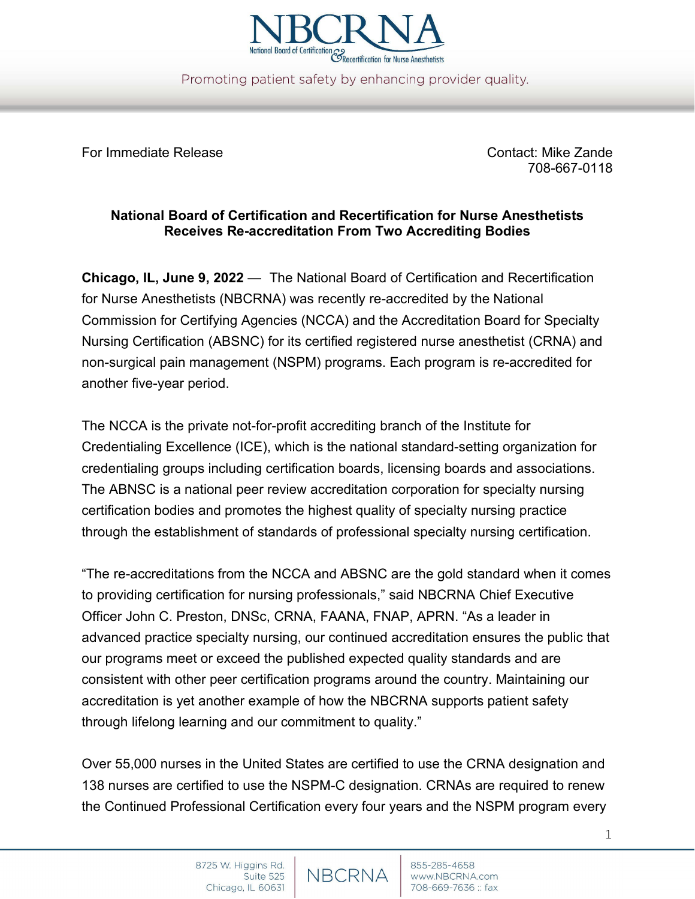For Immediate Release

Contact: Mike Zande
708-667-0118

**National Board of Certification and Recertification for Nurse Anesthetists Receives Re-accreditation From Two Accrediting Bodies**

**Chicago, IL, June 9, 2022** — The National Board of Certification and Recertification for Nurse Anesthetists (NBCRNA) was recently re-accredited by the National Commission for Certifying Agencies (NCCA) and the Accreditation Board for Specialty Nursing Certification (ABSNC) for its certified registered nurse anesthetist (CRNA) and non-surgical pain management (NSPM) programs. Each program is re-accredited for another five-year period.

The NCCA is the private not-for-profit accrediting branch of the Institute for Credentialing Excellence (ICE), which is the national standard-setting organization for credentialing groups including certification boards, licensing boards and associations. The ABNSC is a national peer review accreditation corporation for specialty nursing certification bodies and promotes the highest quality of specialty nursing practice through the establishment of standards of professional specialty nursing certification.

"The re-accreditations from the NCCA and ABSNC are the gold standard when it comes to providing certification for nursing professionals," said NBCRNA Chief Executive Officer John C. Preston, DNSc, CRNA, FAANA, FNAP, APRN. "As a leader in advanced practice specialty nursing, our continued accreditation ensures the public that our programs meet or exceed the published expected quality standards and are consistent with other peer certification programs around the country. Maintaining our accreditation is yet another example of how the NBCRNA supports patient safety through lifelong learning and our commitment to quality."

Over 55,000 nurses in the United States are certified to use the CRNA designation and 138 nurses are certified to use the NSPM-C designation. CRNAs are required to renew the Continued Professional Certification every four years and the NSPM program every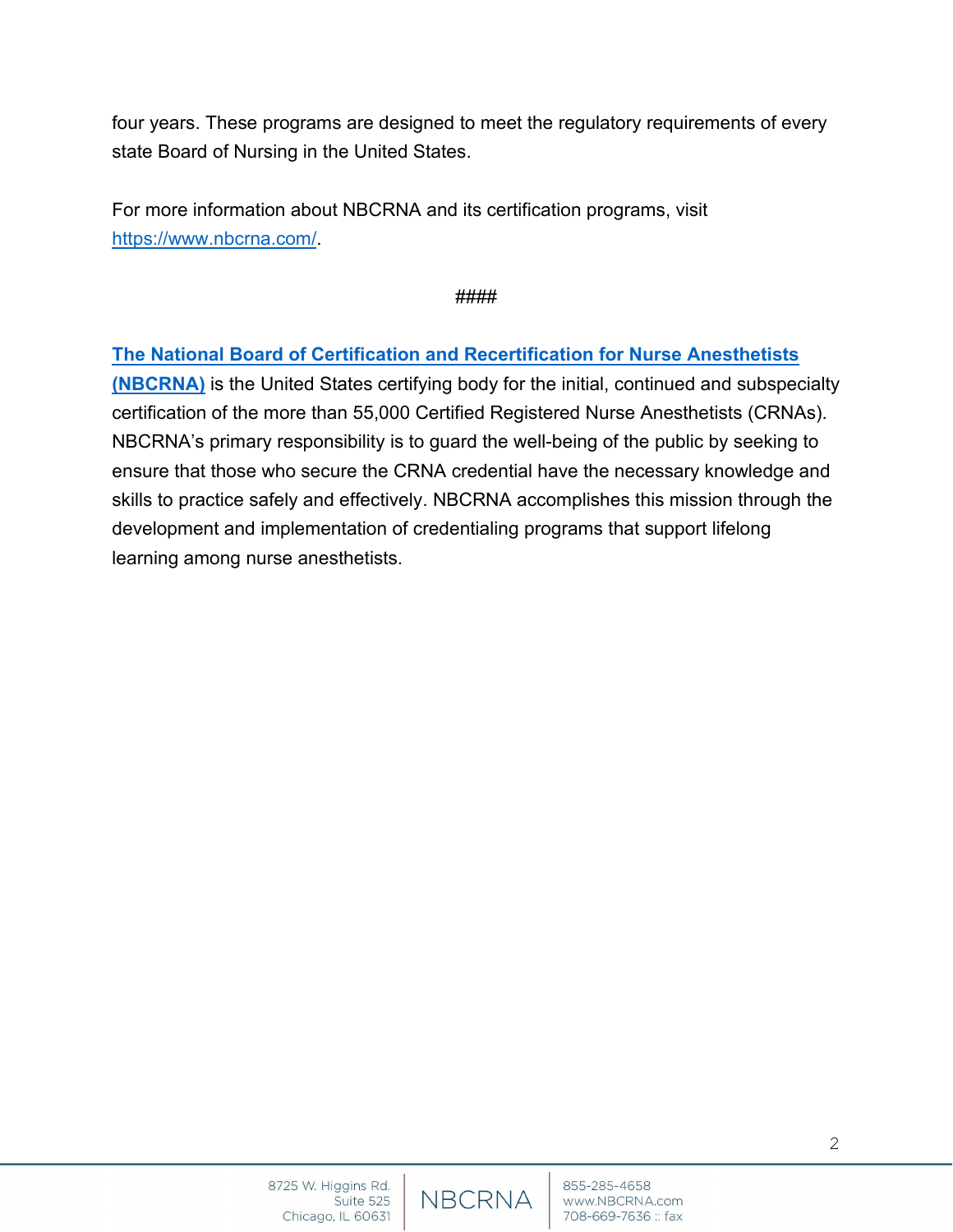four years. These programs are designed to meet the regulatory requirements of every state Board of Nursing in the United States.

For more information about NBCRNA and its certification programs, visit https://www.nbcrna.com/.

####

**The National Board of Certification and Recertification for Nurse Anesthetists (NBCRNA)** is the United States certifying body for the initial, continued and subspecialty certification of the more than 55,000 Certified Registered Nurse Anesthetists (CRNAs). NBCRNA's primary responsibility is to guard the well-being of the public by seeking to ensure that those who secure the CRNA credential have the necessary knowledge and skills to practice safely and effectively. NBCRNA accomplishes this mission through the development and implementation of credentialing programs that support lifelong learning among nurse anesthetists.